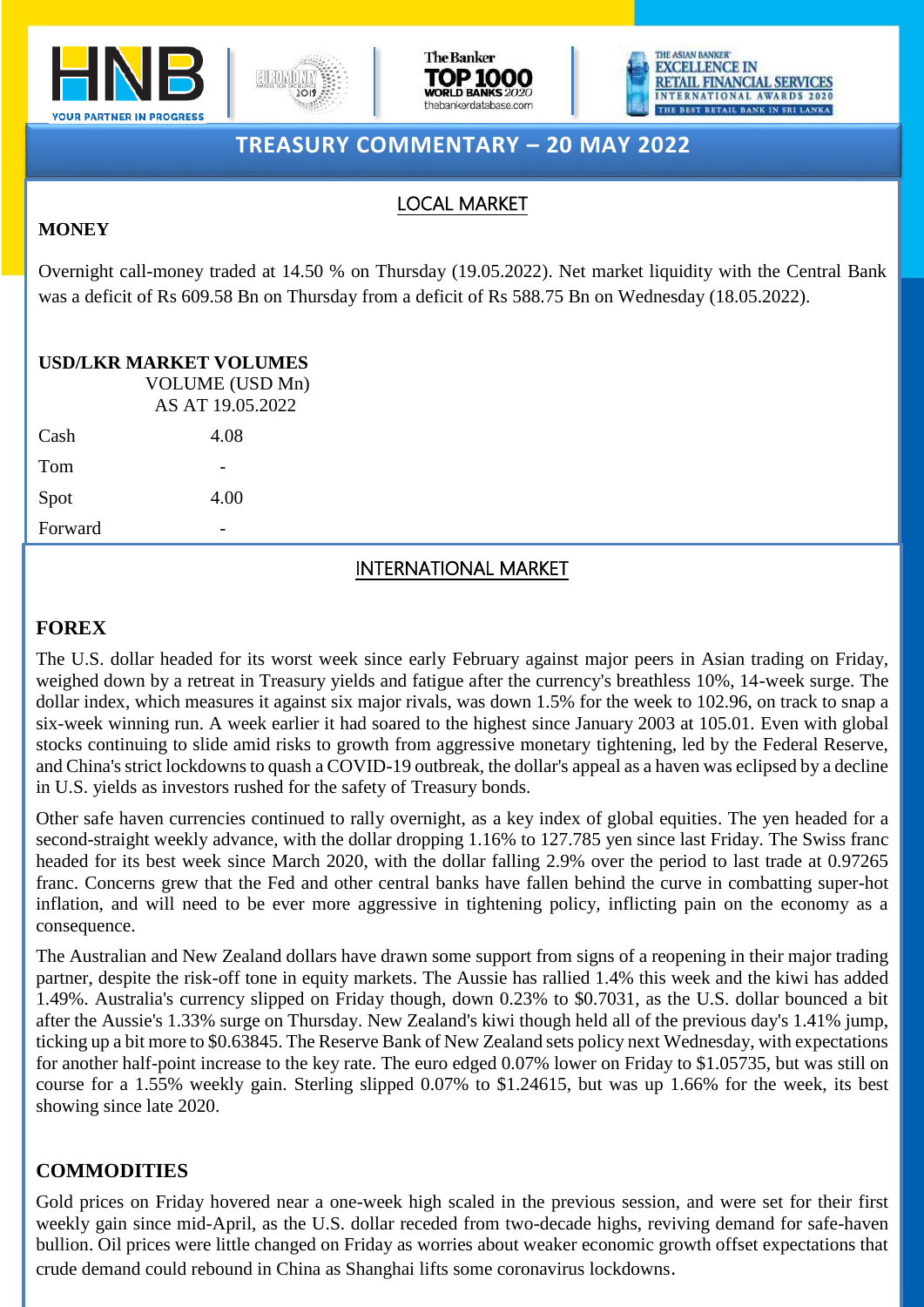# TREASURY COMMENTARY – 20 MAY 2022

## LOCAL MARKET

### MONEY

Overnight call-money traded at 14.50 % on Thursday (19.05.2022). Net market liquidity with the Central Bank was a deficit of Rs 609.58 Bn on Thursday from a deficit of Rs 588.75 Bn on Wednesday (18.05.2022).

### USD/LKR MARKET VOLUMES

| | VOLUME (USD Mn) AS AT 19.05.2022 |
|---|---|
| Cash | 4.08 |
| Tom | - |
| Spot | 4.00 |
| Forward | - |

## INTERNATIONAL MARKET

### FOREX

The U.S. dollar headed for its worst week since early February against major peers in Asian trading on Friday, weighed down by a retreat in Treasury yields and fatigue after the currency's breathless 10%, 14-week surge. The dollar index, which measures it against six major rivals, was down 1.5% for the week to 102.96, on track to snap a six-week winning run. A week earlier it had soared to the highest since January 2003 at 105.01. Even with global stocks continuing to slide amid risks to growth from aggressive monetary tightening, led by the Federal Reserve, and China's strict lockdowns to quash a COVID-19 outbreak, the dollar's appeal as a haven was eclipsed by a decline in U.S. yields as investors rushed for the safety of Treasury bonds.

Other safe haven currencies continued to rally overnight, as a key index of global equities. The yen headed for a second-straight weekly advance, with the dollar dropping 1.16% to 127.785 yen since last Friday. The Swiss franc headed for its best week since March 2020, with the dollar falling 2.9% over the period to last trade at 0.97265 franc. Concerns grew that the Fed and other central banks have fallen behind the curve in combatting super-hot inflation, and will need to be ever more aggressive in tightening policy, inflicting pain on the economy as a consequence.

The Australian and New Zealand dollars have drawn some support from signs of a reopening in their major trading partner, despite the risk-off tone in equity markets. The Aussie has rallied 1.4% this week and the kiwi has added 1.49%. Australia's currency slipped on Friday though, down 0.23% to $0.7031, as the U.S. dollar bounced a bit after the Aussie's 1.33% surge on Thursday. New Zealand's kiwi though held all of the previous day's 1.41% jump, ticking up a bit more to $0.63845. The Reserve Bank of New Zealand sets policy next Wednesday, with expectations for another half-point increase to the key rate. The euro edged 0.07% lower on Friday to $1.05735, but was still on course for a 1.55% weekly gain. Sterling slipped 0.07% to $1.24615, but was up 1.66% for the week, its best showing since late 2020.

### COMMODITIES

Gold prices on Friday hovered near a one-week high scaled in the previous session, and were set for their first weekly gain since mid-April, as the U.S. dollar receded from two-decade highs, reviving demand for safe-haven bullion. Oil prices were little changed on Friday as worries about weaker economic growth offset expectations that crude demand could rebound in China as Shanghai lifts some coronavirus lockdowns.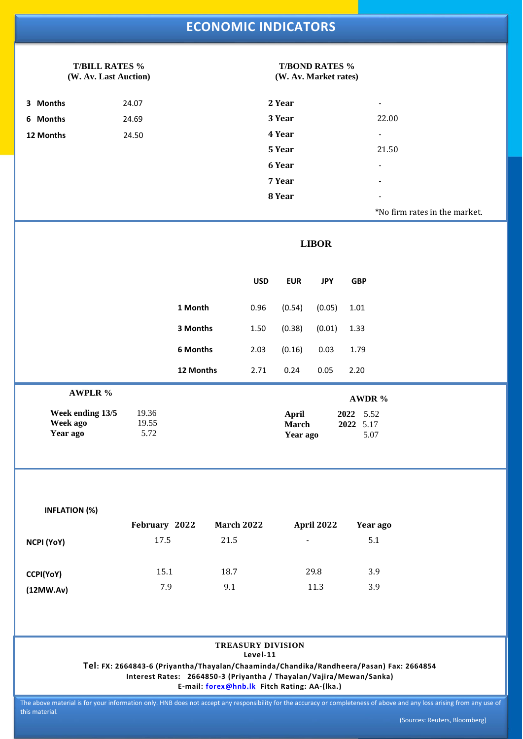# ECONOMIC INDICATORS

**T/BILL RATES %**
**(W. Av. Last Auction)**

| | |
|---|---|
| **3 Months** | 24.07 |
| **6 Months** | 24.69 |
| **12 Months** | 24.50 |

**T/BOND RATES %**
**(W. Av. Market rates)**

| | |
|---|---|
| **2 Year** | - |
| **3 Year** | 22.00 |
| **4 Year** | - |
| **5 Year** | 21.50 |
| **6 Year** | - |
| **7 Year** | - |
| **8 Year** | - |

*No firm rates in the market.

**LIBOR**

| | USD | EUR | JPY | GBP |
|---|---|---|---|---|
| **1 Month** | 0.96 | (0.54) | (0.05) | 1.01 |
| **3 Months** | 1.50 | (0.38) | (0.01) | 1.33 |
| **6 Months** | 2.03 | (0.16) | 0.03 | 1.79 |
| **12 Months** | 2.71 | 0.24 | 0.05 | 2.20 |

**AWPLR %**

| | |
|---|---|
| **Week ending 13/5** | 19.36 |
| **Week ago** | 19.55 |
| **Year ago** | 5.72 |

**AWDR %**

| | | |
|---|---|---|
| **April** | **2022** | 5.52 |
| **March** | **2022** | 5.17 |
| **Year ago** | | 5.07 |

**INFLATION (%)**

| | February 2022 | March 2022 | April 2022 | Year ago |
|---|---|---|---|---|
| **NCPI (YoY)** | 17.5 | 21.5 | - | 5.1 |
| **CCPI(YoY)** | 15.1 | 18.7 | 29.8 | 3.9 |
| **(12MW.Av)** | 7.9 | 9.1 | 11.3 | 3.9 |

**TREASURY DIVISION**
**Level-11**
**Tel: FX: 2664843-6 (Priyantha/Thayalan/Chaaminda/Chandika/Randheera/Pasan) Fax: 2664854**
**Interest Rates: 2664850-3 (Priyantha / Thayalan/Vajira/Mewan/Sanka)**
**E-mail: forex@hnb.lk Fitch Rating: AA-(lka.)**

The above material is for your information only. HNB does not accept any responsibility for the accuracy or completeness of above and any loss arising from any use of this material.

(Sources: Reuters, Bloomberg)